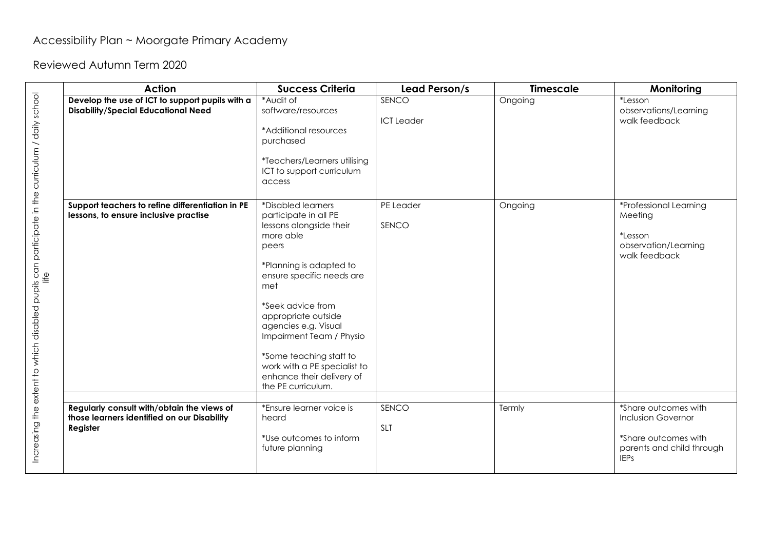# Accessibility Plan ~ Moorgate Primary Academy

## Reviewed Autumn Term 2020

| | Action | Success Criteria | Lead Person/s | Timescale | Monitoring |
|---|---|---|---|---|---|
| Increasing the extent to which disabled pupils can participate in the curriculum / daily school life | **Develop the use of ICT to support pupils with a Disability/Special Educational Need** | *Audit of software/resources<br><br>*Additional resources purchased<br><br>*Teachers/Learners utilising ICT to support curriculum access | SENCO<br><br>ICT Leader | Ongoing | *Lesson observations/Learning walk feedback |
| | **Support teachers to refine differentiation in PE lessons, to ensure inclusive practise** | *Disabled learners participate in all PE lessons alongside their more able peers<br><br>*Planning is adapted to ensure specific needs are met<br><br>*Seek advice from appropriate outside agencies e.g. Visual Impairment Team / Physio<br><br>*Some teaching staff to work with a PE specialist to enhance their delivery of the PE curriculum. | PE Leader<br><br>SENCO | Ongoing | *Professional Learning Meeting<br><br>*Lesson observation/Learning walk feedback |
| | | | | | |
| | **Regularly consult with/obtain the views of those learners identified on our Disability Register** | *Ensure learner voice is heard<br><br>*Use outcomes to inform future planning | SENCO<br><br>SLT | Termly | *Share outcomes with Inclusion Governor<br><br>*Share outcomes with parents and child through IEPs |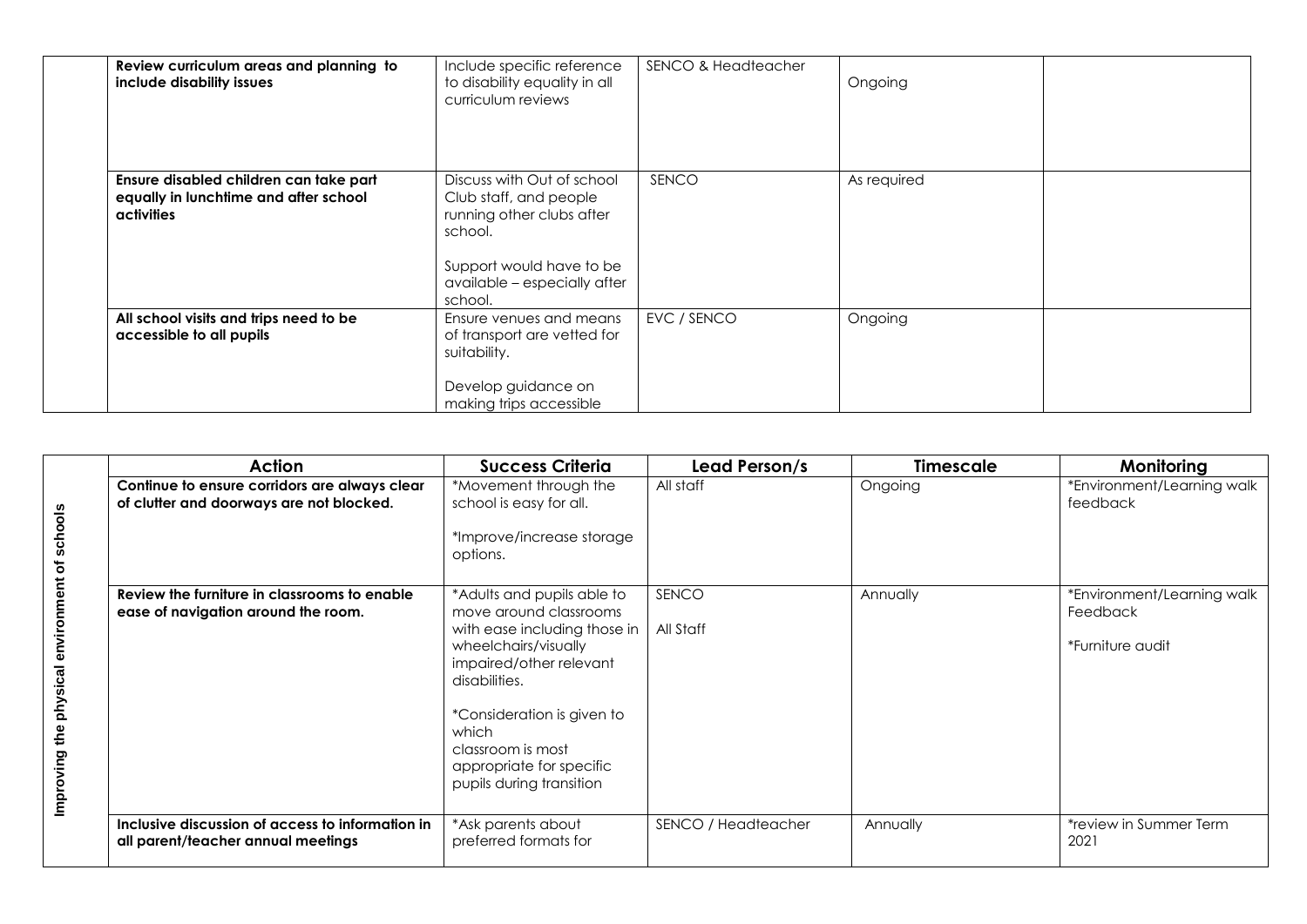| | Action | Success Criteria | Lead Person/s | Timescale | Monitoring |
|---|---|---|---|---|---|
| | **Review curriculum areas and planning to include disability issues** | Include specific reference to disability equality in all curriculum reviews | SENCO & Headteacher | Ongoing | |
| | **Ensure disabled children can take part equally in lunchtime and after school activities** | Discuss with Out of school Club staff, and people running other clubs after school.<br><br>Support would have to be available – especially after school. | SENCO | As required | |
| | **All school visits and trips need to be accessible to all pupils** | Ensure venues and means of transport are vetted for suitability.<br><br>Develop guidance on making trips accessible | EVC / SENCO | Ongoing | |

| | Action | Success Criteria | Lead Person/s | Timescale | Monitoring |
|---|---|---|---|---|---|
| **Improving the physical environment of schools** | **Continue to ensure corridors are always clear of clutter and doorways are not blocked.** | *Movement through the school is easy for all.<br><br>*Improve/increase storage options. | All staff | Ongoing | *Environment/Learning walk feedback |
| | **Review the furniture in classrooms to enable ease of navigation around the room.** | *Adults and pupils able to move around classrooms with ease including those in wheelchairs/visually impaired/other relevant disabilities.<br><br>*Consideration is given to which classroom is most appropriate for specific pupils during transition | SENCO<br><br>All Staff | Annually | *Environment/Learning walk Feedback<br><br>*Furniture audit |
| | **Inclusive discussion of access to information in all parent/teacher annual meetings** | *Ask parents about preferred formats for | SENCO / Headteacher | Annually | *review in Summer Term 2021 |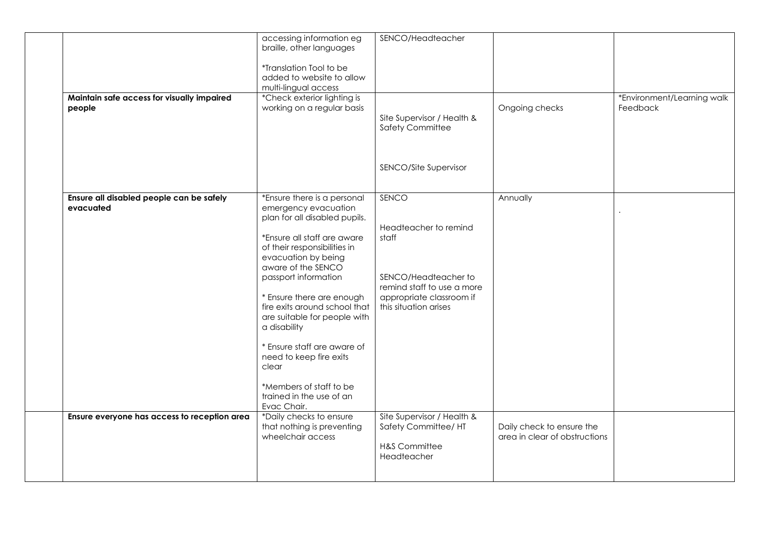| | | | | | |
|---|---|---|---|---|---|
| | | accessing information eg braille, other languages<br><br>*Translation Tool to be added to website to allow multi-lingual access | SENCO/Headteacher | | |
| | **Maintain safe access for visually impaired people** | *Check exterior lighting is working on a regular basis | Site Supervisor / Health & Safety Committee<br><br>SENCO/Site Supervisor | Ongoing checks | *Environment/Learning walk Feedback |
| | **Ensure all disabled people can be safely evacuated** | *Ensure there is a personal emergency evacuation plan for all disabled pupils.<br><br>*Ensure all staff are aware of their responsibilities in evacuation by being aware of the SENCO passport information<br><br>* Ensure there are enough fire exits around school that are suitable for people with a disability<br><br>* Ensure staff are aware of need to keep fire exits clear<br><br>*Members of staff to be trained in the use of an Evac Chair. | SENCO<br><br>Headteacher to remind staff<br><br>SENCO/Headteacher to remind staff to use a more appropriate classroom if this situation arises | Annually | . |
| | **Ensure everyone has access to reception area** | *Daily checks to ensure that nothing is preventing wheelchair access | Site Supervisor / Health & Safety Committee/ HT<br><br>H&S Committee<br>Headteacher | Daily check to ensure the area in clear of obstructions | |